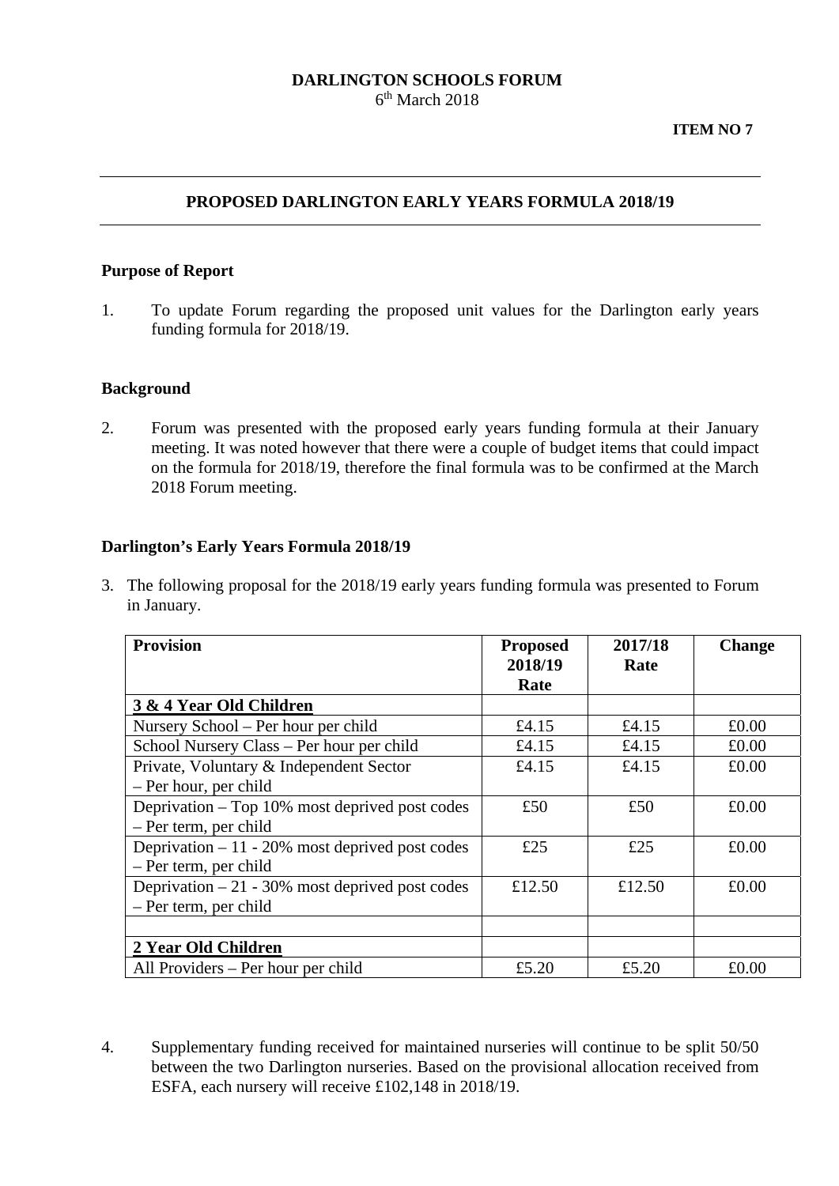**DARLINGTON SCHOOLS FORUM**
6th March 2018

**ITEM NO 7**

---

## PROPOSED DARLINGTON EARLY YEARS FORMULA 2018/19

---

### Purpose of Report

1. To update Forum regarding the proposed unit values for the Darlington early years funding formula for 2018/19.

### Background

2. Forum was presented with the proposed early years funding formula at their January meeting. It was noted however that there were a couple of budget items that could impact on the formula for 2018/19, therefore the final formula was to be confirmed at the March 2018 Forum meeting.

### Darlington's Early Years Formula 2018/19

3. The following proposal for the 2018/19 early years funding formula was presented to Forum in January.

| Provision | Proposed 2018/19 Rate | 2017/18 Rate | Change |
|---|---|---|---|
| **3 & 4 Year Old Children** | | | |
| Nursery School – Per hour per child | £4.15 | £4.15 | £0.00 |
| School Nursery Class – Per hour per child | £4.15 | £4.15 | £0.00 |
| Private, Voluntary & Independent Sector – Per hour, per child | £4.15 | £4.15 | £0.00 |
| Deprivation – Top 10% most deprived post codes – Per term, per child | £50 | £50 | £0.00 |
| Deprivation – 11 - 20% most deprived post codes – Per term, per child | £25 | £25 | £0.00 |
| Deprivation – 21 - 30% most deprived post codes – Per term, per child | £12.50 | £12.50 | £0.00 |
| | | | |
| **2 Year Old Children** | | | |
| All Providers – Per hour per child | £5.20 | £5.20 | £0.00 |

4. Supplementary funding received for maintained nurseries will continue to be split 50/50 between the two Darlington nurseries. Based on the provisional allocation received from ESFA, each nursery will receive £102,148 in 2018/19.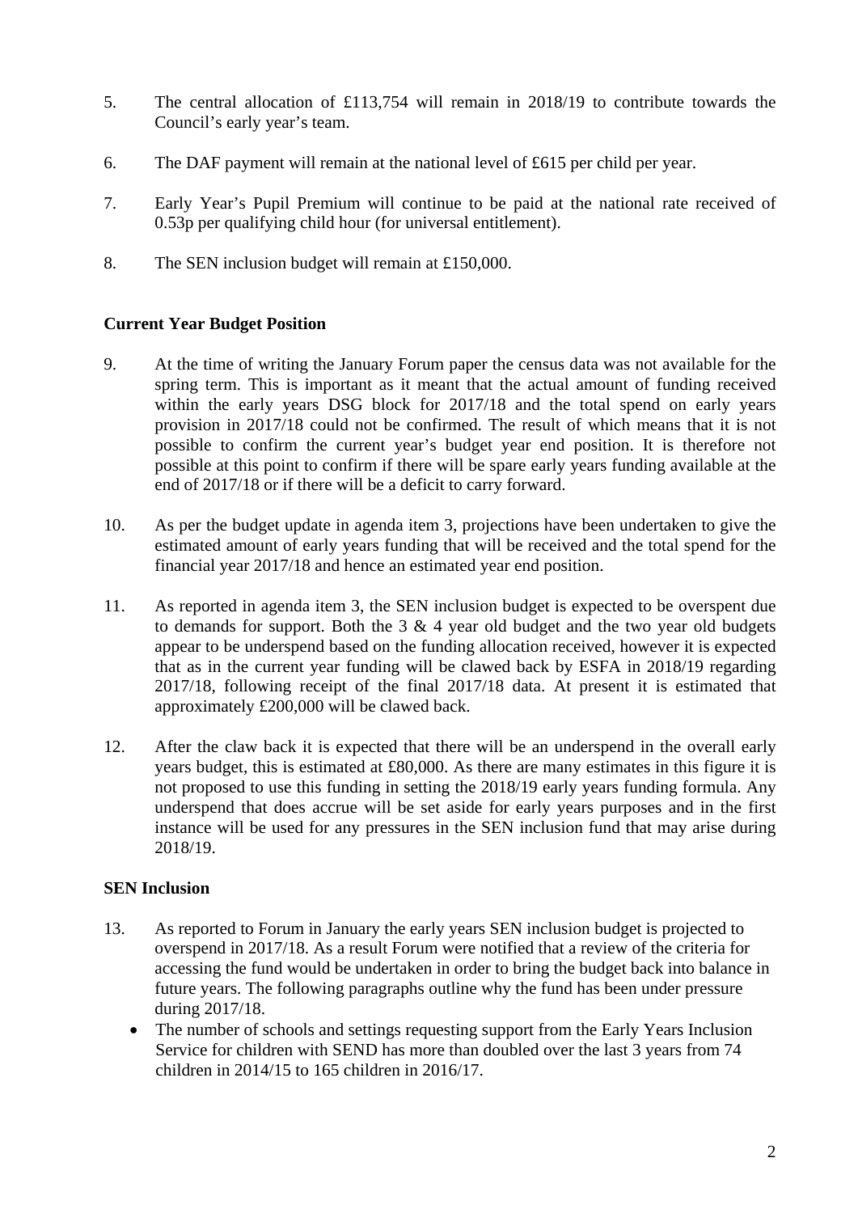5. The central allocation of £113,754 will remain in 2018/19 to contribute towards the Council's early year's team.

6. The DAF payment will remain at the national level of £615 per child per year.

7. Early Year's Pupil Premium will continue to be paid at the national rate received of 0.53p per qualifying child hour (for universal entitlement).

8. The SEN inclusion budget will remain at £150,000.

**Current Year Budget Position**

9. At the time of writing the January Forum paper the census data was not available for the spring term. This is important as it meant that the actual amount of funding received within the early years DSG block for 2017/18 and the total spend on early years provision in 2017/18 could not be confirmed. The result of which means that it is not possible to confirm the current year's budget year end position. It is therefore not possible at this point to confirm if there will be spare early years funding available at the end of 2017/18 or if there will be a deficit to carry forward.

10. As per the budget update in agenda item 3, projections have been undertaken to give the estimated amount of early years funding that will be received and the total spend for the financial year 2017/18 and hence an estimated year end position.

11. As reported in agenda item 3, the SEN inclusion budget is expected to be overspent due to demands for support. Both the 3 & 4 year old budget and the two year old budgets appear to be underspend based on the funding allocation received, however it is expected that as in the current year funding will be clawed back by ESFA in 2018/19 regarding 2017/18, following receipt of the final 2017/18 data. At present it is estimated that approximately £200,000 will be clawed back.

12. After the claw back it is expected that there will be an underspend in the overall early years budget, this is estimated at £80,000. As there are many estimates in this figure it is not proposed to use this funding in setting the 2018/19 early years funding formula. Any underspend that does accrue will be set aside for early years purposes and in the first instance will be used for any pressures in the SEN inclusion fund that may arise during 2018/19.

**SEN Inclusion**

13. As reported to Forum in January the early years SEN inclusion budget is projected to overspend in 2017/18. As a result Forum were notified that a review of the criteria for accessing the fund would be undertaken in order to bring the budget back into balance in future years. The following paragraphs outline why the fund has been under pressure during 2017/18.
    - The number of schools and settings requesting support from the Early Years Inclusion Service for children with SEND has more than doubled over the last 3 years from 74 children in 2014/15 to 165 children in 2016/17.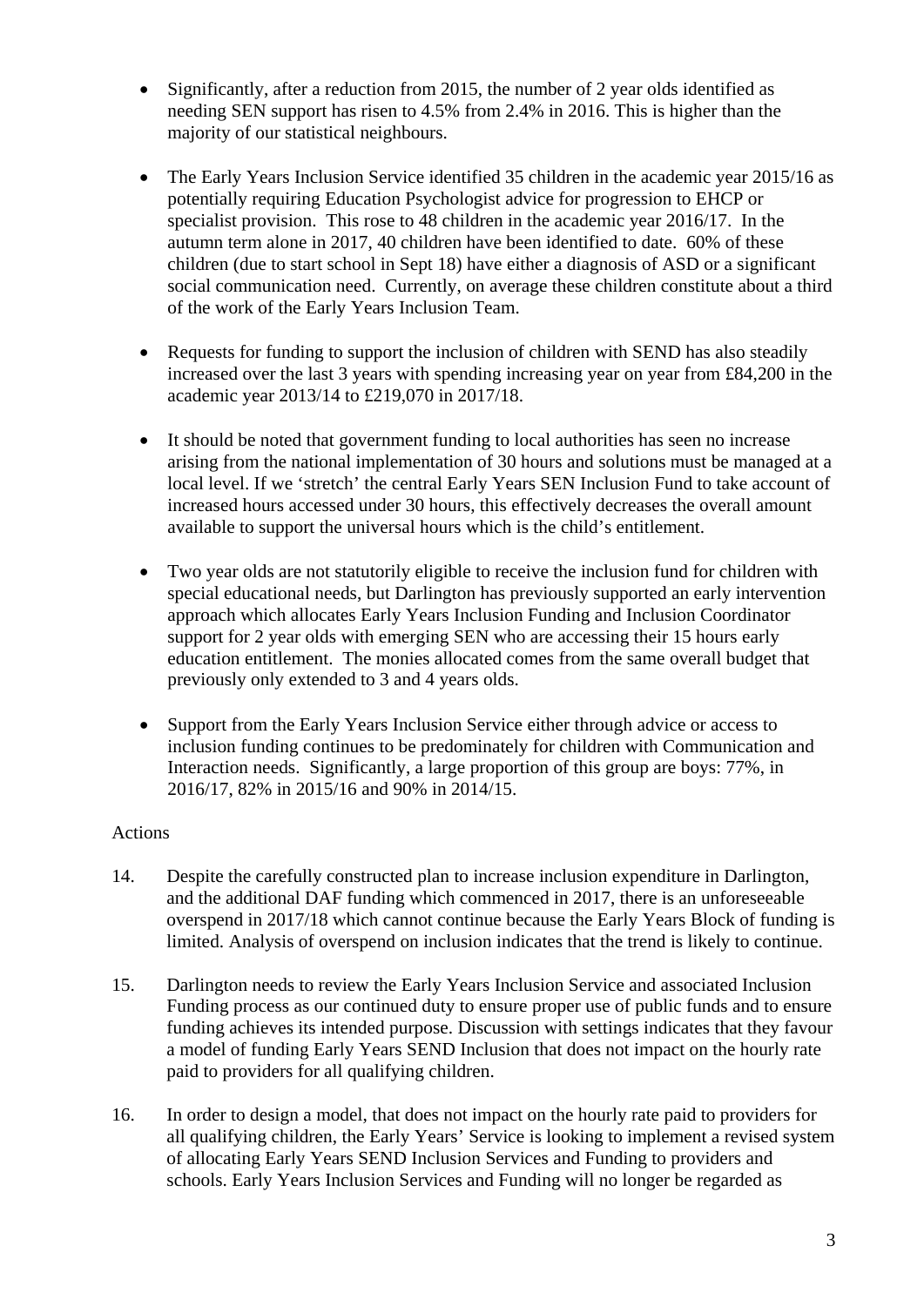- Significantly, after a reduction from 2015, the number of 2 year olds identified as needing SEN support has risen to 4.5% from 2.4% in 2016. This is higher than the majority of our statistical neighbours.

- The Early Years Inclusion Service identified 35 children in the academic year 2015/16 as potentially requiring Education Psychologist advice for progression to EHCP or specialist provision. This rose to 48 children in the academic year 2016/17. In the autumn term alone in 2017, 40 children have been identified to date. 60% of these children (due to start school in Sept 18) have either a diagnosis of ASD or a significant social communication need. Currently, on average these children constitute about a third of the work of the Early Years Inclusion Team.

- Requests for funding to support the inclusion of children with SEND has also steadily increased over the last 3 years with spending increasing year on year from £84,200 in the academic year 2013/14 to £219,070 in 2017/18.

- It should be noted that government funding to local authorities has seen no increase arising from the national implementation of 30 hours and solutions must be managed at a local level. If we 'stretch' the central Early Years SEN Inclusion Fund to take account of increased hours accessed under 30 hours, this effectively decreases the overall amount available to support the universal hours which is the child's entitlement.

- Two year olds are not statutorily eligible to receive the inclusion fund for children with special educational needs, but Darlington has previously supported an early intervention approach which allocates Early Years Inclusion Funding and Inclusion Coordinator support for 2 year olds with emerging SEN who are accessing their 15 hours early education entitlement. The monies allocated comes from the same overall budget that previously only extended to 3 and 4 years olds.

- Support from the Early Years Inclusion Service either through advice or access to inclusion funding continues to be predominately for children with Communication and Interaction needs. Significantly, a large proportion of this group are boys: 77%, in 2016/17, 82% in 2015/16 and 90% in 2014/15.

Actions

14. Despite the carefully constructed plan to increase inclusion expenditure in Darlington, and the additional DAF funding which commenced in 2017, there is an unforeseeable overspend in 2017/18 which cannot continue because the Early Years Block of funding is limited. Analysis of overspend on inclusion indicates that the trend is likely to continue.

15. Darlington needs to review the Early Years Inclusion Service and associated Inclusion Funding process as our continued duty to ensure proper use of public funds and to ensure funding achieves its intended purpose. Discussion with settings indicates that they favour a model of funding Early Years SEND Inclusion that does not impact on the hourly rate paid to providers for all qualifying children.

16. In order to design a model, that does not impact on the hourly rate paid to providers for all qualifying children, the Early Years' Service is looking to implement a revised system of allocating Early Years SEND Inclusion Services and Funding to providers and schools. Early Years Inclusion Services and Funding will no longer be regarded as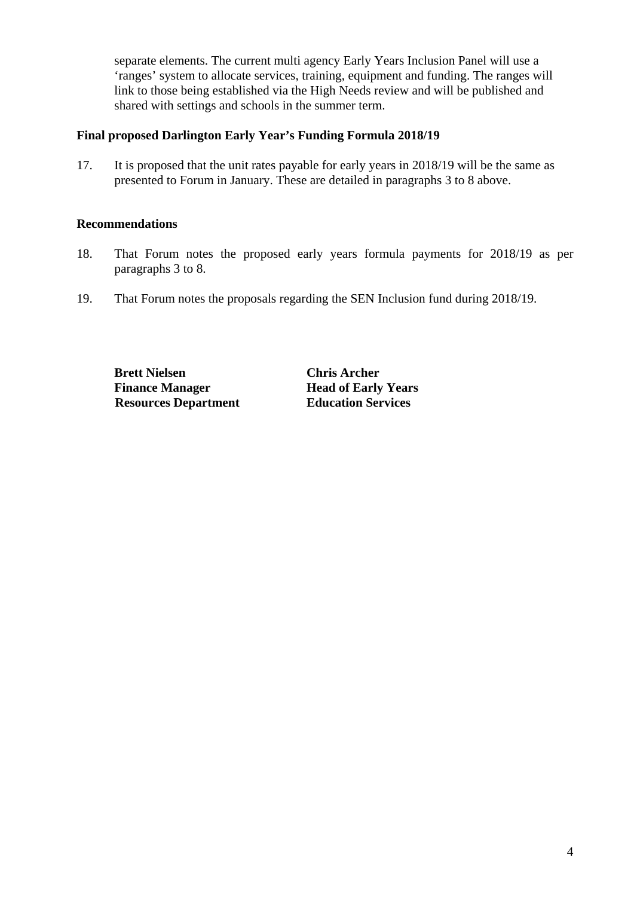separate elements. The current multi agency Early Years Inclusion Panel will use a 'ranges' system to allocate services, training, equipment and funding. The ranges will link to those being established via the High Needs review and will be published and shared with settings and schools in the summer term.

**Final proposed Darlington Early Year's Funding Formula 2018/19**

17. It is proposed that the unit rates payable for early years in 2018/19 will be the same as presented to Forum in January. These are detailed in paragraphs 3 to 8 above.

**Recommendations**

18. That Forum notes the proposed early years formula payments for 2018/19 as per paragraphs 3 to 8.

19. That Forum notes the proposals regarding the SEN Inclusion fund during 2018/19.

**Brett Nielsen**
**Finance Manager**
**Resources Department**

**Chris Archer**
**Head of Early Years**
**Education Services**